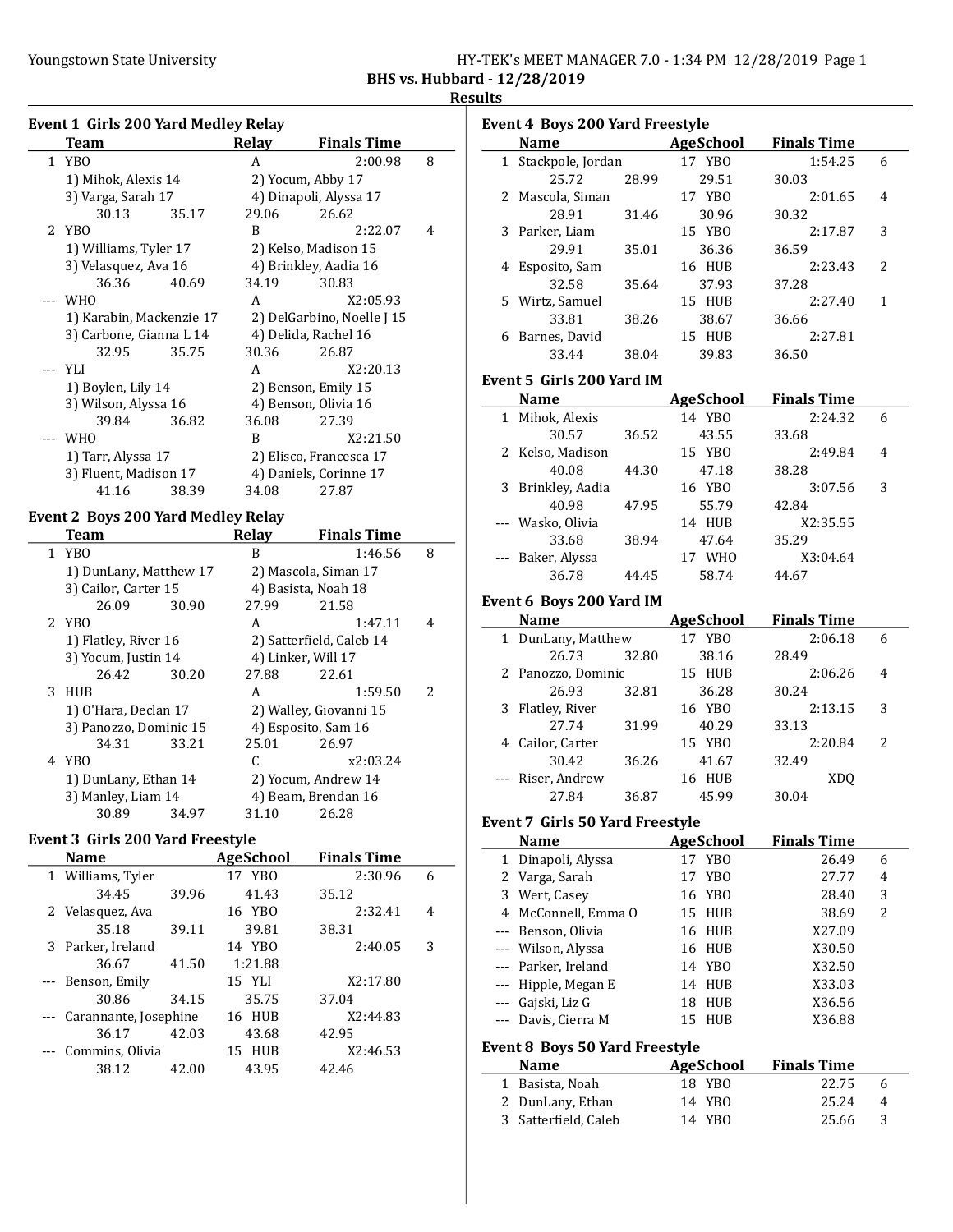Youngstown State University

## BHS vs. Hubbard - 12/28/2019

### Results

### Event 1 Girls 200 Yard Medley Relay

| | Team | Relay | Finals Time | |
|---|---|---|---|---|
| 1 | YBO | A | 2:00.98 | 8 |
| | 1) Mihok, Alexis 14 | 2) Yocum, Abby 17 | | |
| | 3) Varga, Sarah 17 | 4) Dinapoli, Alyssa 17 | | |
| | 30.13 35.17 | 29.06 26.62 | | |
| 2 | YBO | B | 2:22.07 | 4 |
| | 1) Williams, Tyler 17 | 2) Kelso, Madison 15 | | |
| | 3) Velasquez, Ava 16 | 4) Brinkley, Aadia 16 | | |
| | 36.36 40.69 | 34.19 30.83 | | |
| --- | WHO | A | X2:05.93 | |
| | 1) Karabin, Mackenzie 17 | 2) DelGarbino, Noelle J 15 | | |
| | 3) Carbone, Gianna L 14 | 4) Delida, Rachel 16 | | |
| | 32.95 35.75 | 30.36 26.87 | | |
| --- | YLI | A | X2:20.13 | |
| | 1) Boylen, Lily 14 | 2) Benson, Emily 15 | | |
| | 3) Wilson, Alyssa 16 | 4) Benson, Olivia 16 | | |
| | 39.84 36.82 | 36.08 27.39 | | |
| --- | WHO | B | X2:21.50 | |
| | 1) Tarr, Alyssa 17 | 2) Elisco, Francesca 17 | | |
| | 3) Fluent, Madison 17 | 4) Daniels, Corinne 17 | | |
| | 41.16 38.39 | 34.08 27.87 | | |

### Event 2 Boys 200 Yard Medley Relay

| | Team | Relay | Finals Time | |
|---|---|---|---|---|
| 1 | YBO | B | 1:46.56 | 8 |
| | 1) DunLany, Matthew 17 | 2) Mascola, Siman 17 | | |
| | 3) Cailor, Carter 15 | 4) Basista, Noah 18 | | |
| | 26.09 30.90 | 27.99 21.58 | | |
| 2 | YBO | A | 1:47.11 | 4 |
| | 1) Flatley, River 16 | 2) Satterfield, Caleb 14 | | |
| | 3) Yocum, Justin 14 | 4) Linker, Will 17 | | |
| | 26.42 30.20 | 27.88 22.61 | | |
| 3 | HUB | A | 1:59.50 | 2 |
| | 1) O'Hara, Declan 17 | 2) Walley, Giovanni 15 | | |
| | 3) Panozzo, Dominic 15 | 4) Esposito, Sam 16 | | |
| | 34.31 33.21 | 25.01 26.97 | | |
| 4 | YBO | C | x2:03.24 | |
| | 1) DunLany, Ethan 14 | 2) Yocum, Andrew 14 | | |
| | 3) Manley, Liam 14 | 4) Beam, Brendan 16 | | |
| | 30.89 34.97 | 31.10 26.28 | | |

### Event 3 Girls 200 Yard Freestyle

| | Name | Age | School | Finals Time | |
|---|---|---|---|---|---|
| 1 | Williams, Tyler | 17 | YBO | 2:30.96 | 6 |
| | 34.45 39.96 | 41.43 | | 35.12 | |
| 2 | Velasquez, Ava | 16 | YBO | 2:32.41 | 4 |
| | 35.18 39.11 | 39.81 | | 38.31 | |
| 3 | Parker, Ireland | 14 | YBO | 2:40.05 | 3 |
| | 36.67 41.50 | 1:21.88 | | | |
| --- | Benson, Emily | 15 | YLI | X2:17.80 | |
| | 30.86 34.15 | 35.75 | | 37.04 | |
| --- | Carannante, Josephine | 16 | HUB | X2:44.83 | |
| | 36.17 42.03 | 43.68 | | 42.95 | |
| --- | Commins, Olivia | 15 | HUB | X2:46.53 | |
| | 38.12 42.00 | 43.95 | | 42.46 | |

### Event 4 Boys 200 Yard Freestyle

| | Name | Age | School | Finals Time | |
|---|---|---|---|---|---|
| 1 | Stackpole, Jordan | 17 | YBO | 1:54.25 | 6 |
| | 25.72 28.99 | 29.51 | | 30.03 | |
| 2 | Mascola, Siman | 17 | YBO | 2:01.65 | 4 |
| | 28.91 31.46 | 30.96 | | 30.32 | |
| 3 | Parker, Liam | 15 | YBO | 2:17.87 | 3 |
| | 29.91 35.01 | 36.36 | | 36.59 | |
| 4 | Esposito, Sam | 16 | HUB | 2:23.43 | 2 |
| | 32.58 35.64 | 37.93 | | 37.28 | |
| 5 | Wirtz, Samuel | 15 | HUB | 2:27.40 | 1 |
| | 33.81 38.26 | 38.67 | | 36.66 | |
| 6 | Barnes, David | 15 | HUB | 2:27.81 | |
| | 33.44 38.04 | 39.83 | | 36.50 | |

### Event 5 Girls 200 Yard IM

| | Name | Age | School | Finals Time | |
|---|---|---|---|---|---|
| 1 | Mihok, Alexis | 14 | YBO | 2:24.32 | 6 |
| | 30.57 36.52 | 43.55 | | 33.68 | |
| 2 | Kelso, Madison | 15 | YBO | 2:49.84 | 4 |
| | 40.08 44.30 | 47.18 | | 38.28 | |
| 3 | Brinkley, Aadia | 16 | YBO | 3:07.56 | 3 |
| | 40.98 47.95 | 55.79 | | 42.84 | |
| --- | Wasko, Olivia | 14 | HUB | X2:35.55 | |
| | 33.68 38.94 | 47.64 | | 35.29 | |
| --- | Baker, Alyssa | 17 | WHO | X3:04.64 | |
| | 36.78 44.45 | 58.74 | | 44.67 | |

### Event 6 Boys 200 Yard IM

| | Name | Age | School | Finals Time | |
|---|---|---|---|---|---|
| 1 | DunLany, Matthew | 17 | YBO | 2:06.18 | 6 |
| | 26.73 32.80 | 38.16 | | 28.49 | |
| 2 | Panozzo, Dominic | 15 | HUB | 2:06.26 | 4 |
| | 26.93 32.81 | 36.28 | | 30.24 | |
| 3 | Flatley, River | 16 | YBO | 2:13.15 | 3 |
| | 27.74 31.99 | 40.29 | | 33.13 | |
| 4 | Cailor, Carter | 15 | YBO | 2:20.84 | 2 |
| | 30.42 36.26 | 41.67 | | 32.49 | |
| --- | Riser, Andrew | 16 | HUB | XDQ | |
| | 27.84 36.87 | 45.99 | | 30.04 | |

### Event 7 Girls 50 Yard Freestyle

| | Name | Age | School | Finals Time | |
|---|---|---|---|---|---|
| 1 | Dinapoli, Alyssa | 17 | YBO | 26.49 | 6 |
| 2 | Varga, Sarah | 17 | YBO | 27.77 | 4 |
| 3 | Wert, Casey | 16 | YBO | 28.40 | 3 |
| 4 | McConnell, Emma O | 15 | HUB | 38.69 | 2 |
| --- | Benson, Olivia | 16 | HUB | X27.09 | |
| --- | Wilson, Alyssa | 16 | HUB | X30.50 | |
| --- | Parker, Ireland | 14 | YBO | X32.50 | |
| --- | Hipple, Megan E | 14 | HUB | X33.03 | |
| --- | Gajski, Liz G | 18 | HUB | X36.56 | |
| --- | Davis, Cierra M | 15 | HUB | X36.88 | |

### Event 8 Boys 50 Yard Freestyle

| | Name | Age | School | Finals Time | |
|---|---|---|---|---|---|
| 1 | Basista, Noah | 18 | YBO | 22.75 | 6 |
| 2 | DunLany, Ethan | 14 | YBO | 25.24 | 4 |
| 3 | Satterfield, Caleb | 14 | YBO | 25.66 | 3 |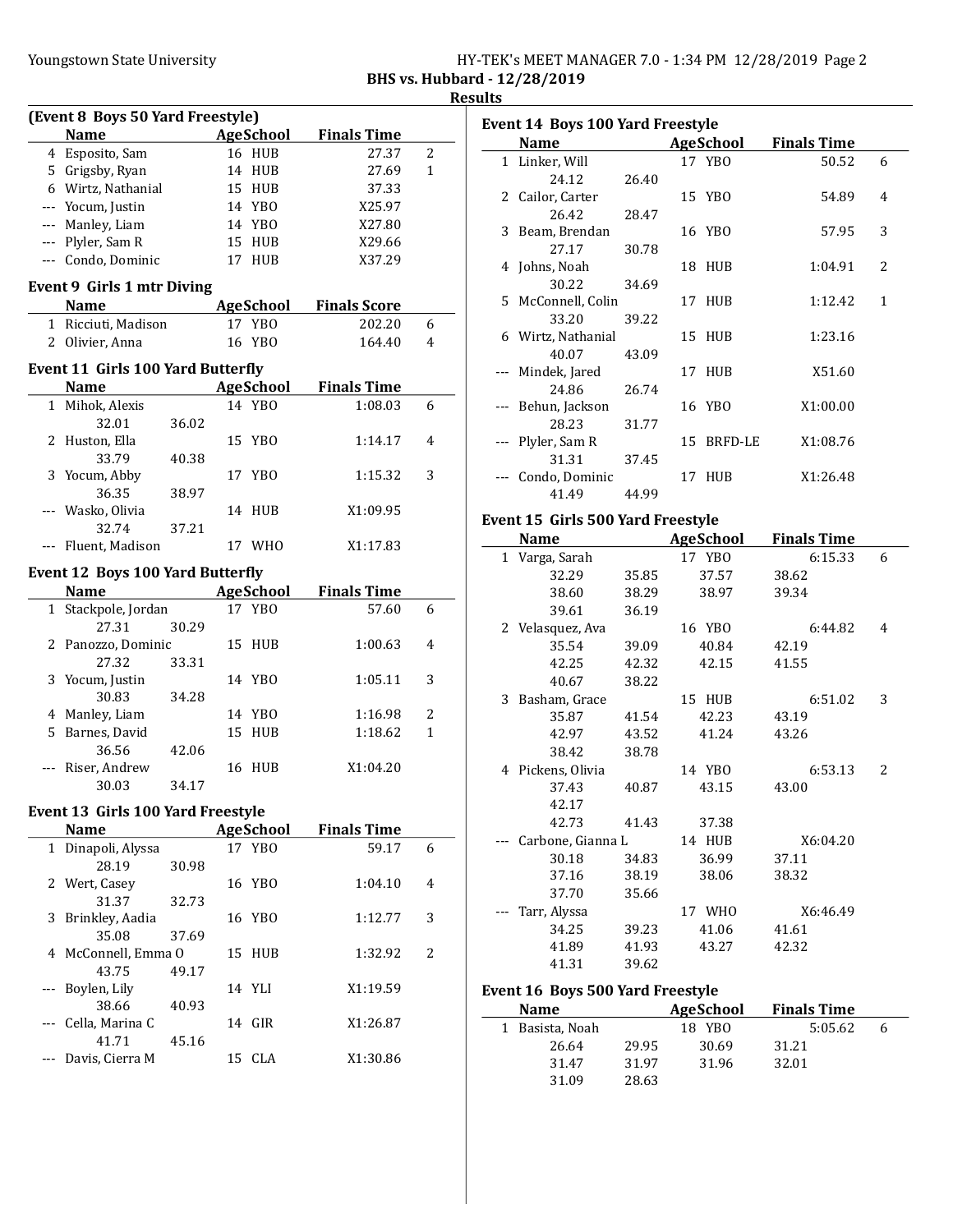Youngstown State University — HY-TEK's MEET MANAGER 7.0 - 1:34 PM 12/28/2019

**BHS vs. Hubbard - 12/28/2019**

**Results**

### (Event 8 Boys 50 Yard Freestyle)

| | Name | Age | School | Finals Time | Points |
|---|---|---|---|---|---|
| 4 | Esposito, Sam | 16 | HUB | 27.37 | 2 |
| 5 | Grigsby, Ryan | 14 | HUB | 27.69 | 1 |
| 6 | Wirtz, Nathanial | 15 | HUB | 37.33 | |
| --- | Yocum, Justin | 14 | YBO | X25.97 | |
| --- | Manley, Liam | 14 | YBO | X27.80 | |
| --- | Plyler, Sam R | 15 | HUB | X29.66 | |
| --- | Condo, Dominic | 17 | HUB | X37.29 | |

### Event 9 Girls 1 mtr Diving

| | Name | Age | School | Finals Score | Points |
|---|---|---|---|---|---|
| 1 | Ricciuti, Madison | 17 | YBO | 202.20 | 6 |
| 2 | Olivier, Anna | 16 | YBO | 164.40 | 4 |

### Event 11 Girls 100 Yard Butterfly

| | Name | Age | School | Finals Time | Points |
|---|---|---|---|---|---|
| 1 | Mihok, Alexis | 14 | YBO | 1:08.03 | 6 |
| | 32.01 36.02 | | | | |
| 2 | Huston, Ella | 15 | YBO | 1:14.17 | 4 |
| | 33.79 40.38 | | | | |
| 3 | Yocum, Abby | 17 | YBO | 1:15.32 | 3 |
| | 36.35 38.97 | | | | |
| --- | Wasko, Olivia | 14 | HUB | X1:09.95 | |
| | 32.74 37.21 | | | | |
| --- | Fluent, Madison | 17 | WHO | X1:17.83 | |

### Event 12 Boys 100 Yard Butterfly

| | Name | Age | School | Finals Time | Points |
|---|---|---|---|---|---|
| 1 | Stackpole, Jordan | 17 | YBO | 57.60 | 6 |
| | 27.31 30.29 | | | | |
| 2 | Panozzo, Dominic | 15 | HUB | 1:00.63 | 4 |
| | 27.32 33.31 | | | | |
| 3 | Yocum, Justin | 14 | YBO | 1:05.11 | 3 |
| | 30.83 34.28 | | | | |
| 4 | Manley, Liam | 14 | YBO | 1:16.98 | 2 |
| 5 | Barnes, David | 15 | HUB | 1:18.62 | 1 |
| | 36.56 42.06 | | | | |
| --- | Riser, Andrew | 16 | HUB | X1:04.20 | |
| | 30.03 34.17 | | | | |

### Event 13 Girls 100 Yard Freestyle

| | Name | Age | School | Finals Time | Points |
|---|---|---|---|---|---|
| 1 | Dinapoli, Alyssa | 17 | YBO | 59.17 | 6 |
| | 28.19 30.98 | | | | |
| 2 | Wert, Casey | 16 | YBO | 1:04.10 | 4 |
| | 31.37 32.73 | | | | |
| 3 | Brinkley, Aadia | 16 | YBO | 1:12.77 | 3 |
| | 35.08 37.69 | | | | |
| 4 | McConnell, Emma O | 15 | HUB | 1:32.92 | 2 |
| | 43.75 49.17 | | | | |
| --- | Boylen, Lily | 14 | YLI | X1:19.59 | |
| | 38.66 40.93 | | | | |
| --- | Cella, Marina C | 14 | GIR | X1:26.87 | |
| | 41.71 45.16 | | | | |
| --- | Davis, Cierra M | 15 | CLA | X1:30.86 | |

### Event 14 Boys 100 Yard Freestyle

| | Name | Age | School | Finals Time | Points |
|---|---|---|---|---|---|
| 1 | Linker, Will | 17 | YBO | 50.52 | 6 |
| | 24.12 26.40 | | | | |
| 2 | Cailor, Carter | 15 | YBO | 54.89 | 4 |
| | 26.42 28.47 | | | | |
| 3 | Beam, Brendan | 16 | YBO | 57.95 | 3 |
| | 27.17 30.78 | | | | |
| 4 | Johns, Noah | 18 | HUB | 1:04.91 | 2 |
| | 30.22 34.69 | | | | |
| 5 | McConnell, Colin | 17 | HUB | 1:12.42 | 1 |
| | 33.20 39.22 | | | | |
| 6 | Wirtz, Nathanial | 15 | HUB | 1:23.16 | |
| | 40.07 43.09 | | | | |
| --- | Mindek, Jared | 17 | HUB | X51.60 | |
| | 24.86 26.74 | | | | |
| --- | Behun, Jackson | 16 | YBO | X1:00.00 | |
| | 28.23 31.77 | | | | |
| --- | Plyler, Sam R | 15 | BRFD-LE | X1:08.76 | |
| | 31.31 37.45 | | | | |
| --- | Condo, Dominic | 17 | HUB | X1:26.48 | |
| | 41.49 44.99 | | | | |

### Event 15 Girls 500 Yard Freestyle

| | Name | Age | School | Finals Time | Points |
|---|---|---|---|---|---|
| 1 | Varga, Sarah | 17 | YBO | 6:15.33 | 6 |
| | 32.29 35.85 37.57 38.62 | | | | |
| | 38.60 38.29 38.97 39.34 | | | | |
| | 39.61 36.19 | | | | |
| 2 | Velasquez, Ava | 16 | YBO | 6:44.82 | 4 |
| | 35.54 39.09 40.84 42.19 | | | | |
| | 42.25 42.32 42.15 41.55 | | | | |
| | 40.67 38.22 | | | | |
| 3 | Basham, Grace | 15 | HUB | 6:51.02 | 3 |
| | 35.87 41.54 42.23 43.19 | | | | |
| | 42.97 43.52 41.24 43.26 | | | | |
| | 38.42 38.78 | | | | |
| 4 | Pickens, Olivia | 14 | YBO | 6:53.13 | 2 |
| | 37.43 40.87 43.15 43.00 | | | | |
| | 42.17 | | | | |
| | 42.73 41.43 37.38 | | | | |
| --- | Carbone, Gianna L | 14 | HUB | X6:04.20 | |
| | 30.18 34.83 36.99 37.11 | | | | |
| | 37.16 38.19 38.06 38.32 | | | | |
| | 37.70 35.66 | | | | |
| --- | Tarr, Alyssa | 17 | WHO | X6:46.49 | |
| | 34.25 39.23 41.06 41.61 | | | | |
| | 41.89 41.93 43.27 42.32 | | | | |
| | 41.31 39.62 | | | | |

### Event 16 Boys 500 Yard Freestyle

| | Name | Age | School | Finals Time | Points |
|---|---|---|---|---|---|
| 1 | Basista, Noah | 18 | YBO | 5:05.62 | 6 |
| | 26.64 29.95 30.69 31.21 | | | | |
| | 31.47 31.97 31.96 32.01 | | | | |
| | 31.09 28.63 | | | | |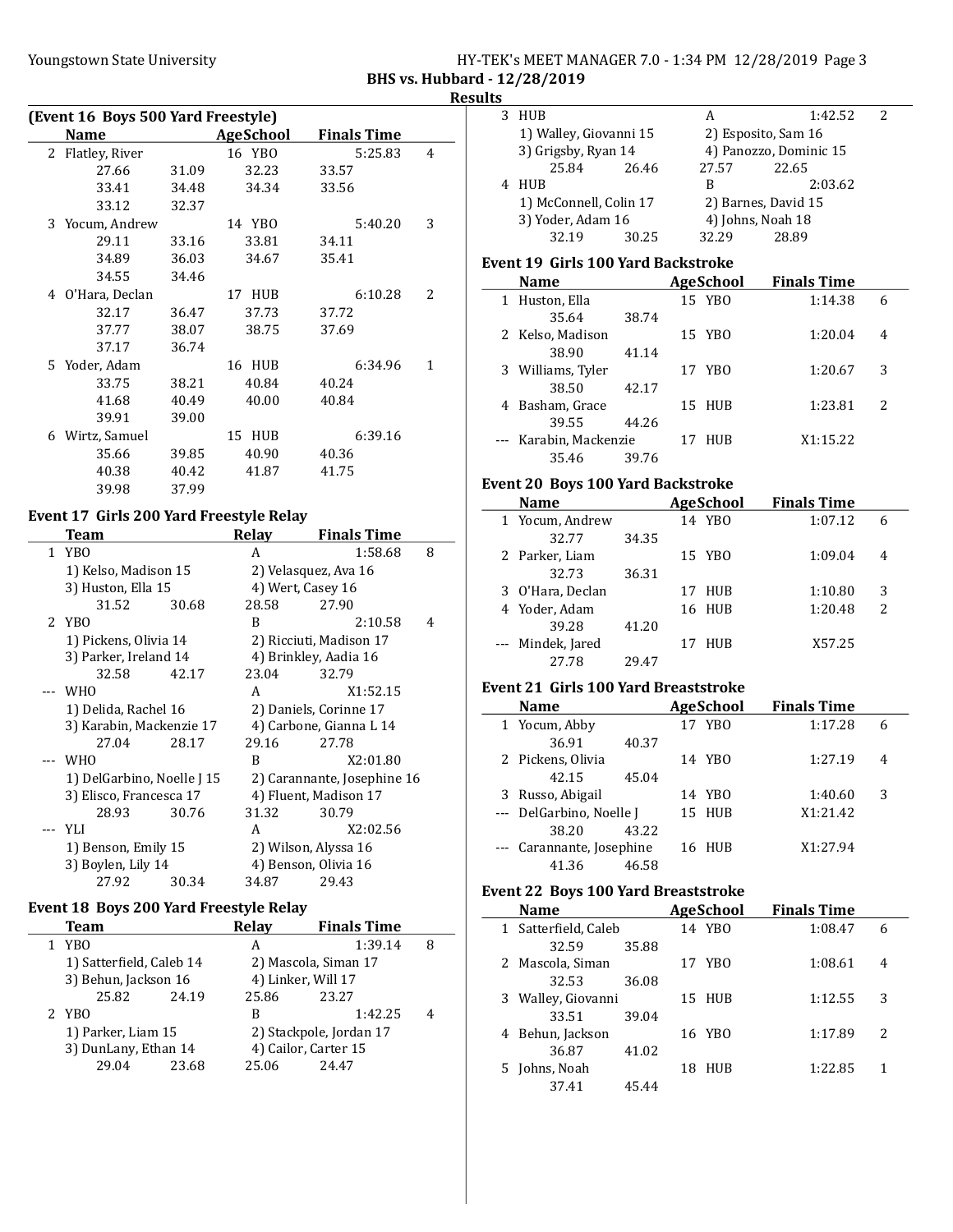**BHS vs. Hubbard - 12/28/2019**

**Results**

### (Event 16 Boys 500 Yard Freestyle)

| | Name | Age | School | Finals Time | Points |
|---|---|---|---|---|---|
| 2 | Flatley, River | 16 | YBO | 5:25.83 | 4 |
| | 27.66 31.09 32.23 33.57 33.41 34.48 34.34 33.56 33.12 32.37 | | | | |
| 3 | Yocum, Andrew | 14 | YBO | 5:40.20 | 3 |
| | 29.11 33.16 33.81 34.11 34.89 36.03 34.67 35.41 34.55 34.46 | | | | |
| 4 | O'Hara, Declan | 17 | HUB | 6:10.28 | 2 |
| | 32.17 36.47 37.73 37.72 37.77 38.07 38.75 37.69 37.17 36.74 | | | | |
| 5 | Yoder, Adam | 16 | HUB | 6:34.96 | 1 |
| | 33.75 38.21 40.84 40.24 41.68 40.49 40.00 40.84 39.91 39.00 | | | | |
| 6 | Wirtz, Samuel | 15 | HUB | 6:39.16 | |
| | 35.66 39.85 40.90 40.36 40.38 40.42 41.87 41.75 39.98 37.99 | | | | |

### Event 17 Girls 200 Yard Freestyle Relay

| | Team | Relay | Finals Time | Points |
|---|---|---|---|---|
| 1 | YBO | A | 1:58.68 | 8 |
| | 1) Kelso, Madison 15; 2) Velasquez, Ava 16; 3) Huston, Ella 15; 4) Wert, Casey 16 | | | |
| | 31.52 30.68 28.58 27.90 | | | |
| 2 | YBO | B | 2:10.58 | 4 |
| | 1) Pickens, Olivia 14; 2) Ricciuti, Madison 17; 3) Parker, Ireland 14; 4) Brinkley, Aadia 16 | | | |
| | 32.58 42.17 23.04 32.79 | | | |
| --- | WHO | A | X1:52.15 | |
| | 1) Delida, Rachel 16; 2) Daniels, Corinne 17; 3) Karabin, Mackenzie 17; 4) Carbone, Gianna L 14 | | | |
| | 27.04 28.17 29.16 27.78 | | | |
| --- | WHO | B | X2:01.80 | |
| | 1) DelGarbino, Noelle J 15; 2) Carannante, Josephine 16; 3) Elisco, Francesca 17; 4) Fluent, Madison 17 | | | |
| | 28.93 30.76 31.32 30.79 | | | |
| --- | YLI | A | X2:02.56 | |
| | 1) Benson, Emily 15; 2) Wilson, Alyssa 16; 3) Boylen, Lily 14; 4) Benson, Olivia 16 | | | |
| | 27.92 30.34 34.87 29.43 | | | |

### Event 18 Boys 200 Yard Freestyle Relay

| | Team | Relay | Finals Time | Points |
|---|---|---|---|---|
| 1 | YBO | A | 1:39.14 | 8 |
| | 1) Satterfield, Caleb 14; 2) Mascola, Siman 17; 3) Behun, Jackson 16; 4) Linker, Will 17 | | | |
| | 25.82 24.19 25.86 23.27 | | | |
| 2 | YBO | B | 1:42.25 | 4 |
| | 1) Parker, Liam 15; 2) Stackpole, Jordan 17; 3) DunLany, Ethan 14; 4) Cailor, Carter 15 | | | |
| | 29.04 23.68 25.06 24.47 | | | |
| 3 | HUB | A | 1:42.52 | 2 |
| | 1) Walley, Giovanni 15; 2) Esposito, Sam 16; 3) Grigsby, Ryan 14; 4) Panozzo, Dominic 15 | | | |
| | 25.84 26.46 27.57 22.65 | | | |
| 4 | HUB | B | 2:03.62 | |
| | 1) McConnell, Colin 17; 2) Barnes, David 15; 3) Yoder, Adam 16; 4) Johns, Noah 18 | | | |
| | 32.19 30.25 32.29 28.89 | | | |

### Event 19 Girls 100 Yard Backstroke

| | Name | Age | School | Finals Time | Points |
|---|---|---|---|---|---|
| 1 | Huston, Ella | 15 | YBO | 1:14.38 | 6 |
| | 35.64 38.74 | | | | |
| 2 | Kelso, Madison | 15 | YBO | 1:20.04 | 4 |
| | 38.90 41.14 | | | | |
| 3 | Williams, Tyler | 17 | YBO | 1:20.67 | 3 |
| | 38.50 42.17 | | | | |
| 4 | Basham, Grace | 15 | HUB | 1:23.81 | 2 |
| | 39.55 44.26 | | | | |
| --- | Karabin, Mackenzie | 17 | HUB | X1:15.22 | |
| | 35.46 39.76 | | | | |

### Event 20 Boys 100 Yard Backstroke

| | Name | Age | School | Finals Time | Points |
|---|---|---|---|---|---|
| 1 | Yocum, Andrew | 14 | YBO | 1:07.12 | 6 |
| | 32.77 34.35 | | | | |
| 2 | Parker, Liam | 15 | YBO | 1:09.04 | 4 |
| | 32.73 36.31 | | | | |
| 3 | O'Hara, Declan | 17 | HUB | 1:10.80 | 3 |
| 4 | Yoder, Adam | 16 | HUB | 1:20.48 | 2 |
| | 39.28 41.20 | | | | |
| --- | Mindek, Jared | 17 | HUB | X57.25 | |
| | 27.78 29.47 | | | | |

### Event 21 Girls 100 Yard Breaststroke

| | Name | Age | School | Finals Time | Points |
|---|---|---|---|---|---|
| 1 | Yocum, Abby | 17 | YBO | 1:17.28 | 6 |
| | 36.91 40.37 | | | | |
| 2 | Pickens, Olivia | 14 | YBO | 1:27.19 | 4 |
| | 42.15 45.04 | | | | |
| 3 | Russo, Abigail | 14 | YBO | 1:40.60 | 3 |
| --- | DelGarbino, Noelle J | 15 | HUB | X1:21.42 | |
| | 38.20 43.22 | | | | |
| --- | Carannante, Josephine | 16 | HUB | X1:27.94 | |
| | 41.36 46.58 | | | | |

### Event 22 Boys 100 Yard Breaststroke

| | Name | Age | School | Finals Time | Points |
|---|---|---|---|---|---|
| 1 | Satterfield, Caleb | 14 | YBO | 1:08.47 | 6 |
| | 32.59 35.88 | | | | |
| 2 | Mascola, Siman | 17 | YBO | 1:08.61 | 4 |
| | 32.53 36.08 | | | | |
| 3 | Walley, Giovanni | 15 | HUB | 1:12.55 | 3 |
| | 33.51 39.04 | | | | |
| 4 | Behun, Jackson | 16 | YBO | 1:17.89 | 2 |
| | 36.87 41.02 | | | | |
| 5 | Johns, Noah | 18 | HUB | 1:22.85 | 1 |
| | 37.41 45.44 | | | | |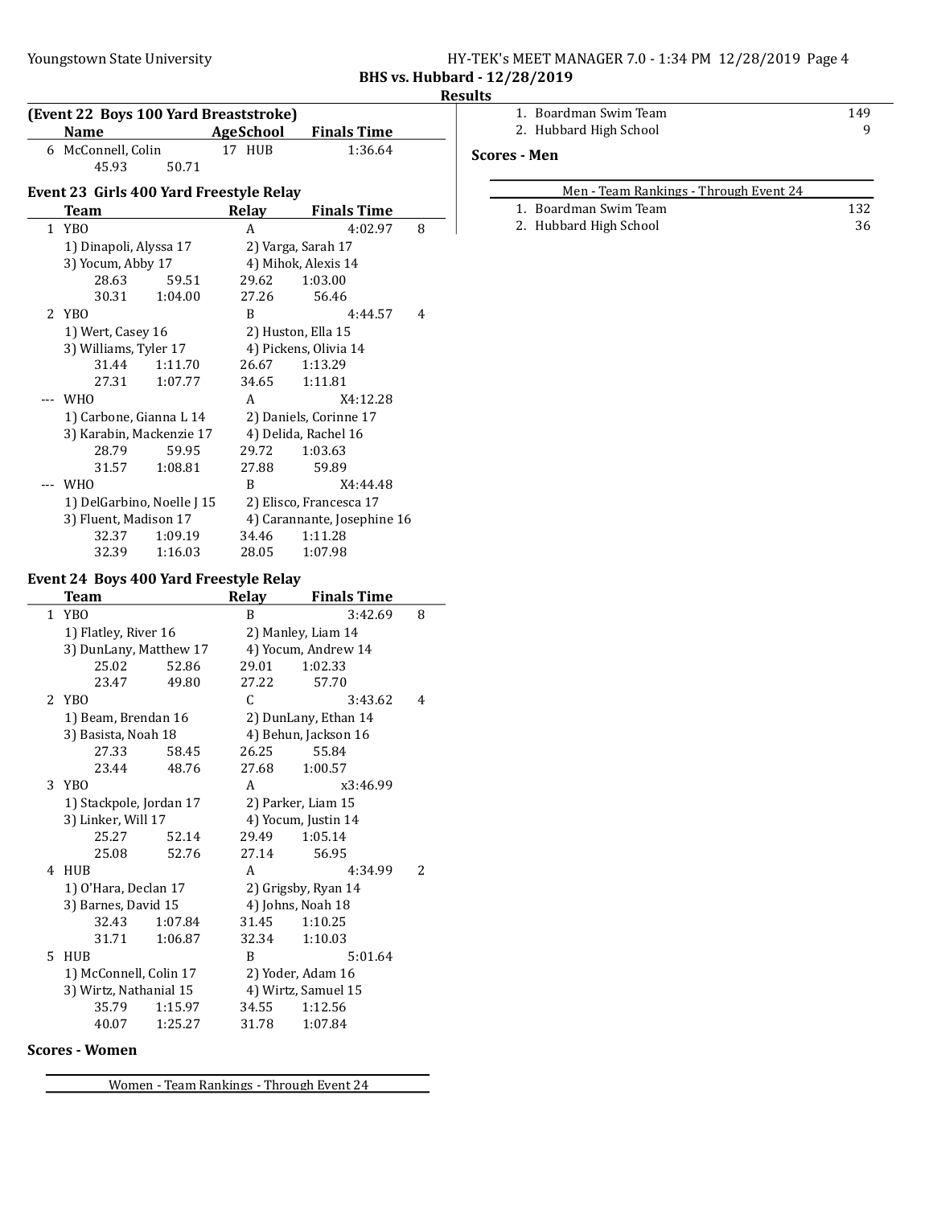**BHS vs. Hubbard - 12/28/2019**

**Results**

### (Event 22 Boys 100 Yard Breaststroke)

| | Name | Age | School | Finals Time |
|---|---|---|---|---|
| 6 | McConnell, Colin | 17 | HUB | 1:36.64 |
| | 45.93 | 50.71 | | |

### Event 23 Girls 400 Yard Freestyle Relay

| | Team | Relay | Finals Time | Points |
|---|---|---|---|---|
| 1 | YBO | A | 4:02.97 | 8 |
| | 1) Dinapoli, Alyssa 17 | 2) Varga, Sarah 17 | | |
| | 3) Yocum, Abby 17 | 4) Mihok, Alexis 14 | | |
| | 28.63 59.51 | 29.62 1:03.00 | | |
| | 30.31 1:04.00 | 27.26 56.46 | | |
| 2 | YBO | B | 4:44.57 | 4 |
| | 1) Wert, Casey 16 | 2) Huston, Ella 15 | | |
| | 3) Williams, Tyler 17 | 4) Pickens, Olivia 14 | | |
| | 31.44 1:11.70 | 26.67 1:13.29 | | |
| | 27.31 1:07.77 | 34.65 1:11.81 | | |
| --- | WHO | A | X4:12.28 | |
| | 1) Carbone, Gianna L 14 | 2) Daniels, Corinne 17 | | |
| | 3) Karabin, Mackenzie 17 | 4) Delida, Rachel 16 | | |
| | 28.79 59.95 | 29.72 1:03.63 | | |
| | 31.57 1:08.81 | 27.88 59.89 | | |
| --- | WHO | B | X4:44.48 | |
| | 1) DelGarbino, Noelle J 15 | 2) Elisco, Francesca 17 | | |
| | 3) Fluent, Madison 17 | 4) Carannante, Josephine 16 | | |
| | 32.37 1:09.19 | 34.46 1:11.28 | | |
| | 32.39 1:16.03 | 28.05 1:07.98 | | |

### Event 24 Boys 400 Yard Freestyle Relay

| | Team | Relay | Finals Time | Points |
|---|---|---|---|---|
| 1 | YBO | B | 3:42.69 | 8 |
| | 1) Flatley, River 16 | 2) Manley, Liam 14 | | |
| | 3) DunLany, Matthew 17 | 4) Yocum, Andrew 14 | | |
| | 25.02 52.86 | 29.01 1:02.33 | | |
| | 23.47 49.80 | 27.22 57.70 | | |
| 2 | YBO | C | 3:43.62 | 4 |
| | 1) Beam, Brendan 16 | 2) DunLany, Ethan 14 | | |
| | 3) Basista, Noah 18 | 4) Behun, Jackson 16 | | |
| | 27.33 58.45 | 26.25 55.84 | | |
| | 23.44 48.76 | 27.68 1:00.57 | | |
| 3 | YBO | A | x3:46.99 | |
| | 1) Stackpole, Jordan 17 | 2) Parker, Liam 15 | | |
| | 3) Linker, Will 17 | 4) Yocum, Justin 14 | | |
| | 25.27 52.14 | 29.49 1:05.14 | | |
| | 25.08 52.76 | 27.14 56.95 | | |
| 4 | HUB | A | 4:34.99 | 2 |
| | 1) O'Hara, Declan 17 | 2) Grigsby, Ryan 14 | | |
| | 3) Barnes, David 15 | 4) Johns, Noah 18 | | |
| | 32.43 1:07.84 | 31.45 1:10.25 | | |
| | 31.71 1:06.87 | 32.34 1:10.03 | | |
| 5 | HUB | B | 5:01.64 | |
| | 1) McConnell, Colin 17 | 2) Yoder, Adam 16 | | |
| | 3) Wirtz, Nathanial 15 | 4) Wirtz, Samuel 15 | | |
| | 35.79 1:15.97 | 34.55 1:12.56 | | |
| | 40.07 1:25.27 | 31.78 1:07.84 | | |

### Scores - Women

| Women - Team Rankings - Through Event 24 | |
|---|---|
| 1. Boardman Swim Team | 149 |
| 2. Hubbard High School | 9 |

### Scores - Men

| Men - Team Rankings - Through Event 24 | |
|---|---|
| 1. Boardman Swim Team | 132 |
| 2. Hubbard High School | 36 |